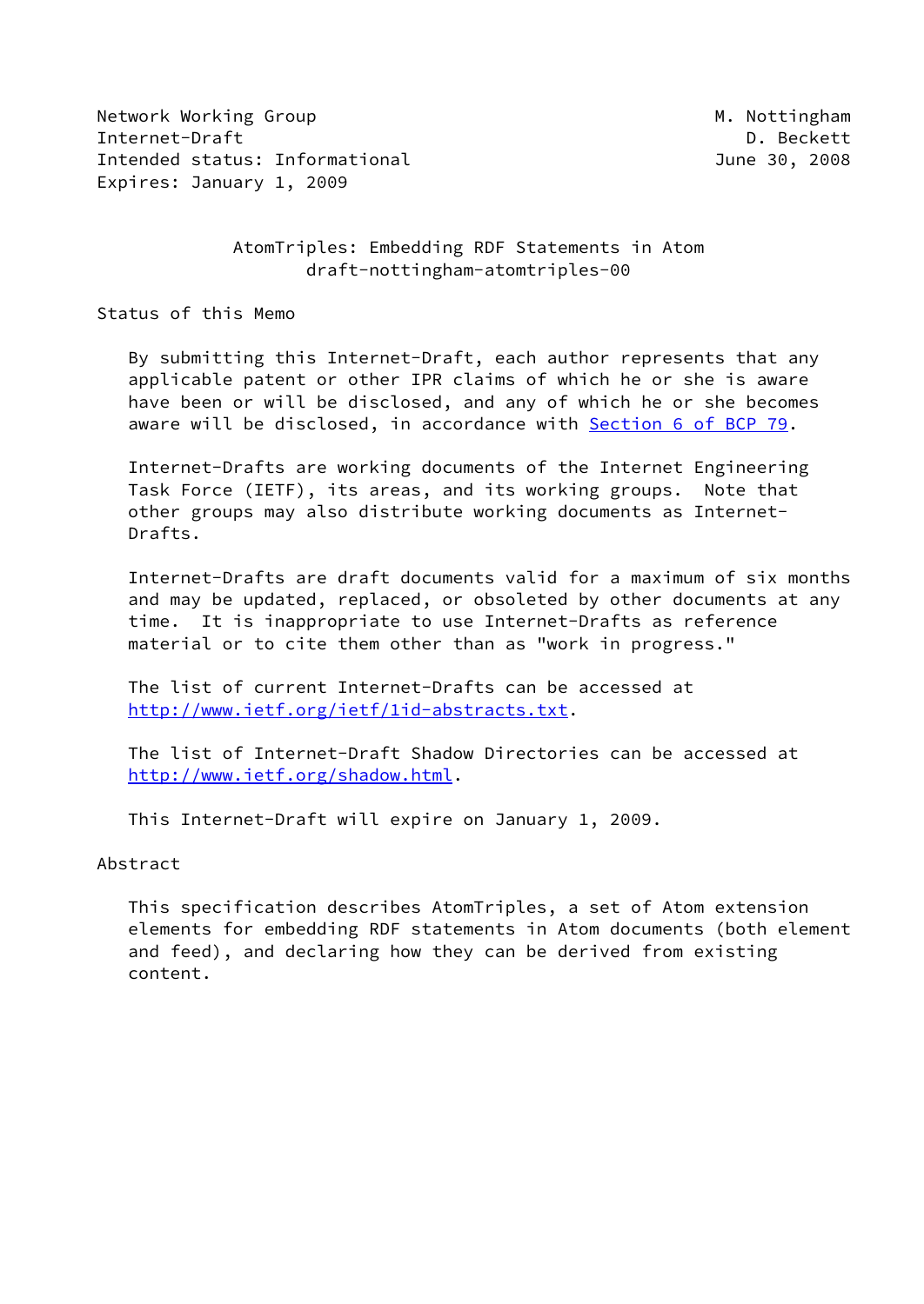Network Working Group M. Nottingham
Internet-Draft D. Beckett
Intended status: Informational June 30, 2008
Expires: January 1, 2009

# AtomTriples: Embedding RDF Statements in Atom
draft-nottingham-atomtriples-00

## Status of this Memo

By submitting this Internet-Draft, each author represents that any applicable patent or other IPR claims of which he or she is aware have been or will be disclosed, and any of which he or she becomes aware will be disclosed, in accordance with Section 6 of BCP 79.

Internet-Drafts are working documents of the Internet Engineering Task Force (IETF), its areas, and its working groups. Note that other groups may also distribute working documents as Internet-Drafts.

Internet-Drafts are draft documents valid for a maximum of six months and may be updated, replaced, or obsoleted by other documents at any time. It is inappropriate to use Internet-Drafts as reference material or to cite them other than as "work in progress."

The list of current Internet-Drafts can be accessed at http://www.ietf.org/ietf/1id-abstracts.txt.

The list of Internet-Draft Shadow Directories can be accessed at http://www.ietf.org/shadow.html.

This Internet-Draft will expire on January 1, 2009.

## Abstract

This specification describes AtomTriples, a set of Atom extension elements for embedding RDF statements in Atom documents (both element and feed), and declaring how they can be derived from existing content.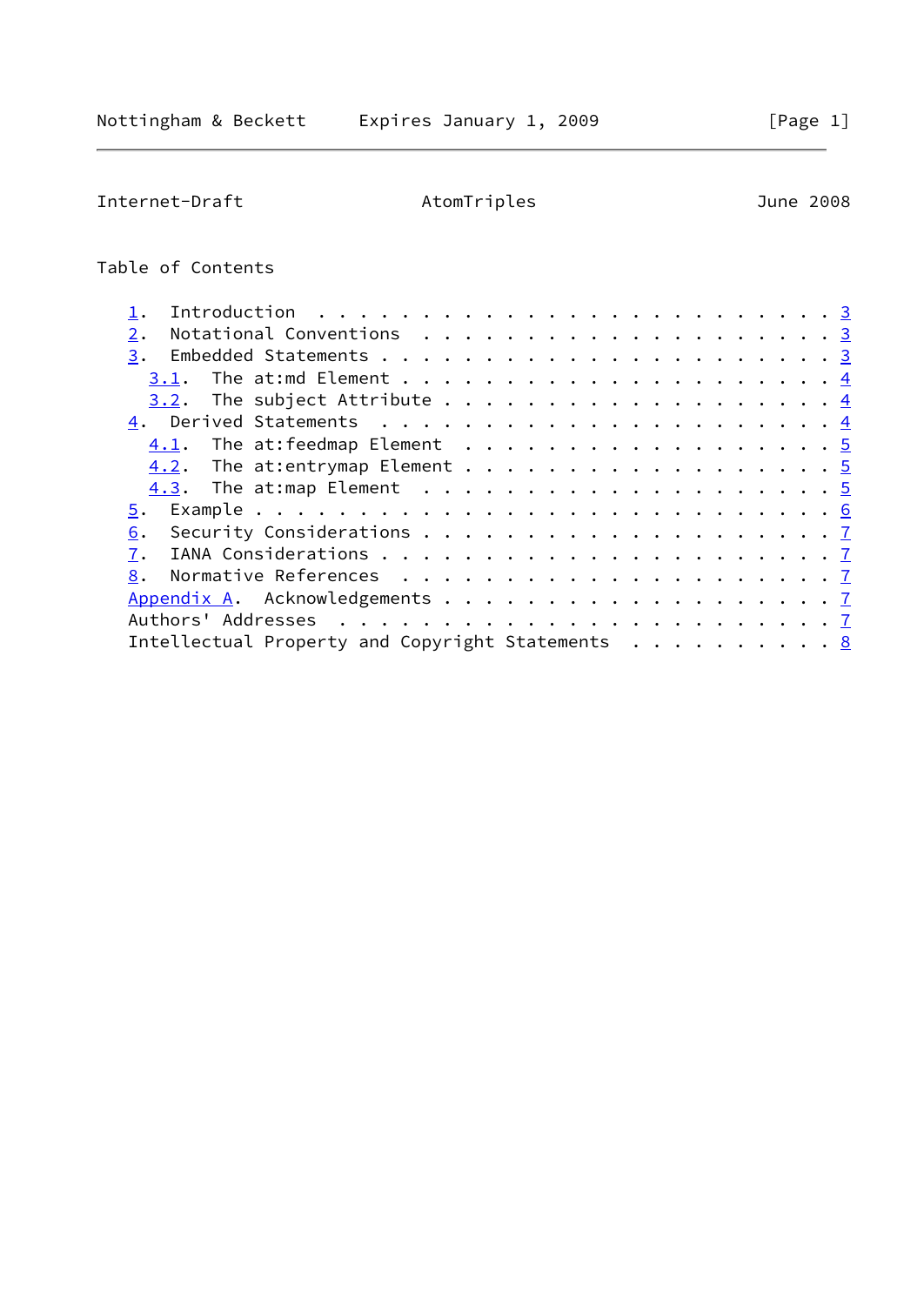## Table of Contents

- 1. Introduction . . . . . . . . . . . . . . . . . . . . . . . . . 3
- 2. Notational Conventions . . . . . . . . . . . . . . . . . . . . 3
- 3. Embedded Statements . . . . . . . . . . . . . . . . . . . . . . 3
  - 3.1. The at:md Element . . . . . . . . . . . . . . . . . . . . 4
  - 3.2. The subject Attribute . . . . . . . . . . . . . . . . . . 4
- 4. Derived Statements . . . . . . . . . . . . . . . . . . . . . . 4
  - 4.1. The at:feedmap Element . . . . . . . . . . . . . . . . . . 5
  - 4.2. The at:entrymap Element . . . . . . . . . . . . . . . . . 5
  - 4.3. The at:map Element . . . . . . . . . . . . . . . . . . . . 5
- 5. Example . . . . . . . . . . . . . . . . . . . . . . . . . . . . 6
- 6. Security Considerations . . . . . . . . . . . . . . . . . . . . 7
- 7. IANA Considerations . . . . . . . . . . . . . . . . . . . . . . 7
- 8. Normative References . . . . . . . . . . . . . . . . . . . . . 7
- Appendix A. Acknowledgements . . . . . . . . . . . . . . . . . . . 7
- Authors' Addresses . . . . . . . . . . . . . . . . . . . . . . . . 7
- Intellectual Property and Copyright Statements . . . . . . . . . . 8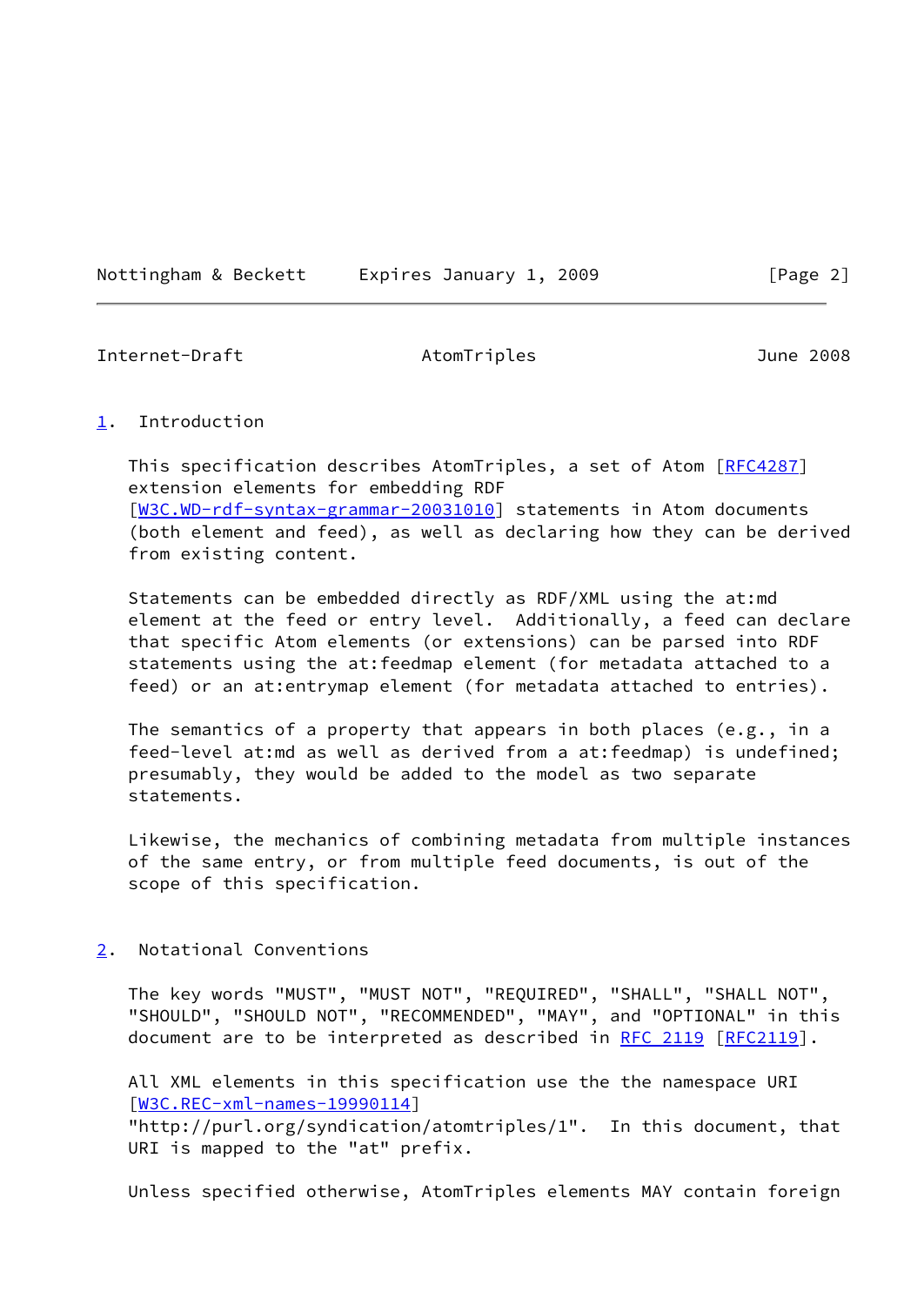## 1. Introduction

This specification describes AtomTriples, a set of Atom [RFC4287] extension elements for embedding RDF [W3C.WD-rdf-syntax-grammar-20031010] statements in Atom documents (both element and feed), as well as declaring how they can be derived from existing content.

Statements can be embedded directly as RDF/XML using the at:md element at the feed or entry level. Additionally, a feed can declare that specific Atom elements (or extensions) can be parsed into RDF statements using the at:feedmap element (for metadata attached to a feed) or an at:entrymap element (for metadata attached to entries).

The semantics of a property that appears in both places (e.g., in a feed-level at:md as well as derived from a at:feedmap) is undefined; presumably, they would be added to the model as two separate statements.

Likewise, the mechanics of combining metadata from multiple instances of the same entry, or from multiple feed documents, is out of the scope of this specification.

## 2. Notational Conventions

The key words "MUST", "MUST NOT", "REQUIRED", "SHALL", "SHALL NOT", "SHOULD", "SHOULD NOT", "RECOMMENDED", "MAY", and "OPTIONAL" in this document are to be interpreted as described in RFC 2119 [RFC2119].

All XML elements in this specification use the the namespace URI [W3C.REC-xml-names-19990114] "http://purl.org/syndication/atomtriples/1". In this document, that URI is mapped to the "at" prefix.

Unless specified otherwise, AtomTriples elements MAY contain foreign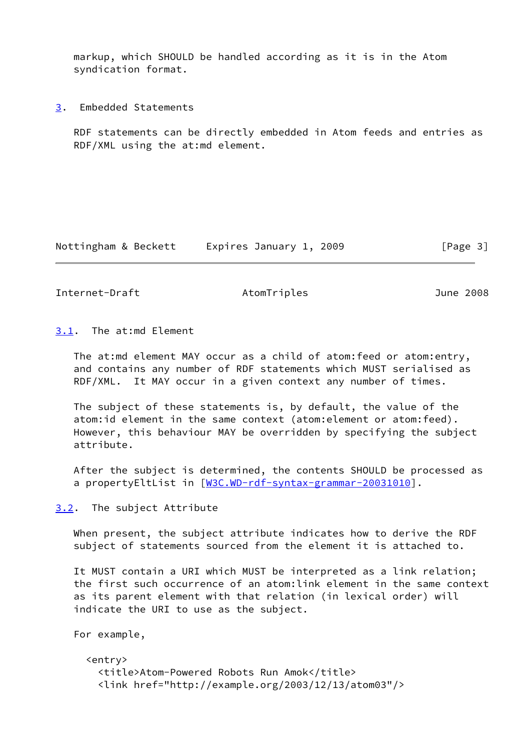markup, which SHOULD be handled according as it is in the Atom syndication format.

## 3. Embedded Statements

RDF statements can be directly embedded in Atom feeds and entries as RDF/XML using the at:md element.

### 3.1. The at:md Element

The at:md element MAY occur as a child of atom:feed or atom:entry, and contains any number of RDF statements which MUST serialised as RDF/XML. It MAY occur in a given context any number of times.

The subject of these statements is, by default, the value of the atom:id element in the same context (atom:element or atom:feed). However, this behaviour MAY be overridden by specifying the subject attribute.

After the subject is determined, the contents SHOULD be processed as a propertyEltList in [W3C.WD-rdf-syntax-grammar-20031010].

### 3.2. The subject Attribute

When present, the subject attribute indicates how to derive the RDF subject of statements sourced from the element it is attached to.

It MUST contain a URI which MUST be interpreted as a link relation; the first such occurrence of an atom:link element in the same context as its parent element with that relation (in lexical order) will indicate the URI to use as the subject.

For example,

```
<entry>
  <title>Atom-Powered Robots Run Amok</title>
  <link href="http://example.org/2003/12/13/atom03"/>
```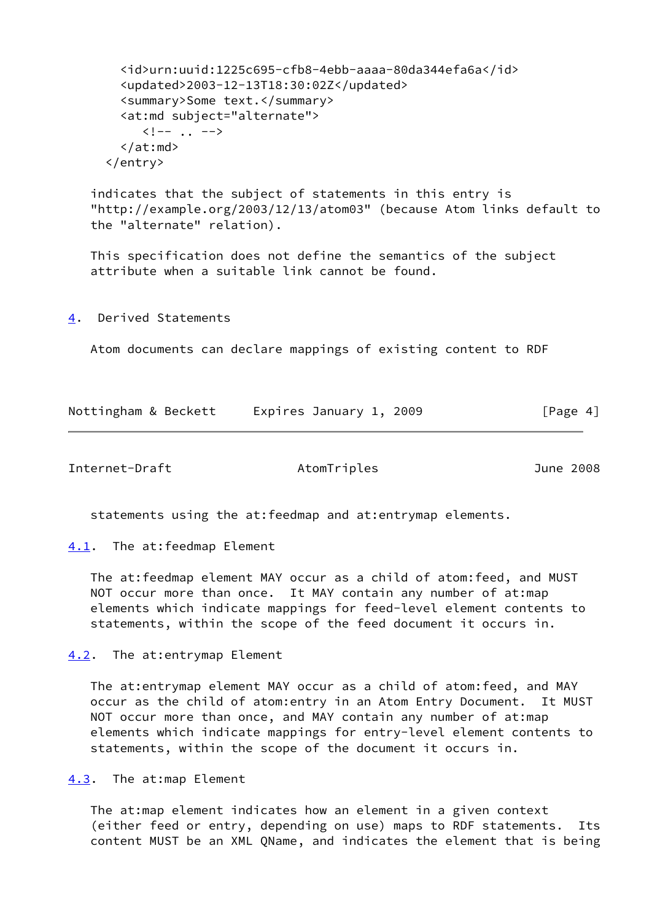```
    <id>urn:uuid:1225c695-cfb8-4ebb-aaaa-80da344efa6a</id>
    <updated>2003-12-13T18:30:02Z</updated>
    <summary>Some text.</summary>
    <at:md subject="alternate">
       <!-- .. -->
    </at:md>
  </entry>
```

indicates that the subject of statements in this entry is "http://example.org/2003/12/13/atom03" (because Atom links default to the "alternate" relation).

This specification does not define the semantics of the subject attribute when a suitable link cannot be found.

## 4. Derived Statements

Atom documents can declare mappings of existing content to RDF statements using the at:feedmap and at:entrymap elements.

### 4.1. The at:feedmap Element

The at:feedmap element MAY occur as a child of atom:feed, and MUST NOT occur more than once. It MAY contain any number of at:map elements which indicate mappings for feed-level element contents to statements, within the scope of the feed document it occurs in.

### 4.2. The at:entrymap Element

The at:entrymap element MAY occur as a child of atom:feed, and MAY occur as the child of atom:entry in an Atom Entry Document. It MUST NOT occur more than once, and MAY contain any number of at:map elements which indicate mappings for entry-level element contents to statements, within the scope of the document it occurs in.

### 4.3. The at:map Element

The at:map element indicates how an element in a given context (either feed or entry, depending on use) maps to RDF statements. Its content MUST be an XML QName, and indicates the element that is being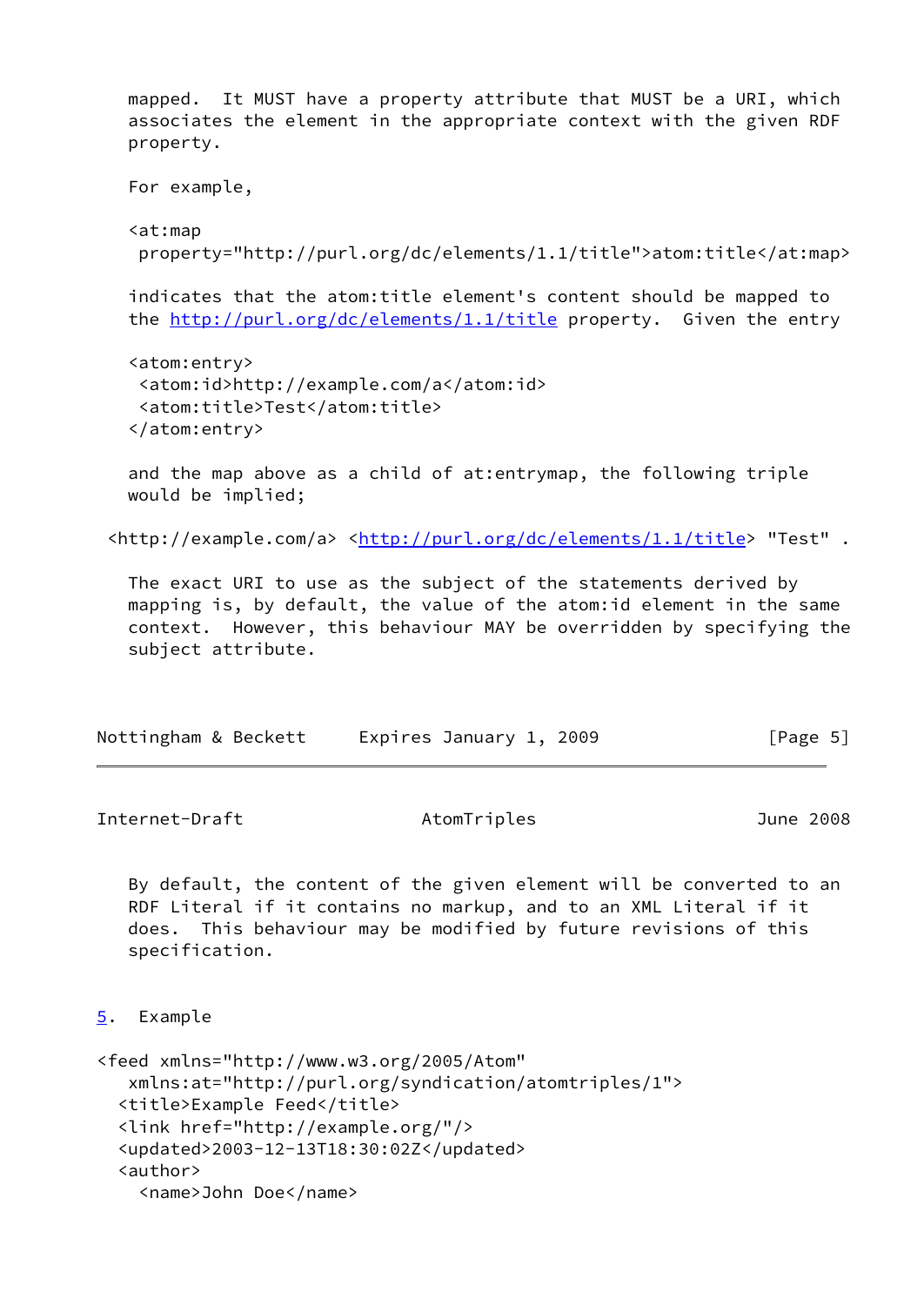mapped. It MUST have a property attribute that MUST be a URI, which associates the element in the appropriate context with the given RDF property.

For example,

```
<at:map
 property="http://purl.org/dc/elements/1.1/title">atom:title</at:map>
```

indicates that the atom:title element's content should be mapped to the http://purl.org/dc/elements/1.1/title property. Given the entry

```
<atom:entry>
 <atom:id>http://example.com/a</atom:id>
 <atom:title>Test</atom:title>
</atom:entry>
```

and the map above as a child of at:entrymap, the following triple would be implied;

```
<http://example.com/a> <http://purl.org/dc/elements/1.1/title> "Test" .
```

The exact URI to use as the subject of the statements derived by mapping is, by default, the value of the atom:id element in the same context. However, this behaviour MAY be overridden by specifying the subject attribute.

By default, the content of the given element will be converted to an RDF Literal if it contains no markup, and to an XML Literal if it does. This behaviour may be modified by future revisions of this specification.

## 5. Example

```
<feed xmlns="http://www.w3.org/2005/Atom"
   xmlns:at="http://purl.org/syndication/atomtriples/1">
  <title>Example Feed</title>
  <link href="http://example.org/"/>
  <updated>2003-12-13T18:30:02Z</updated>
  <author>
    <name>John Doe</name>
```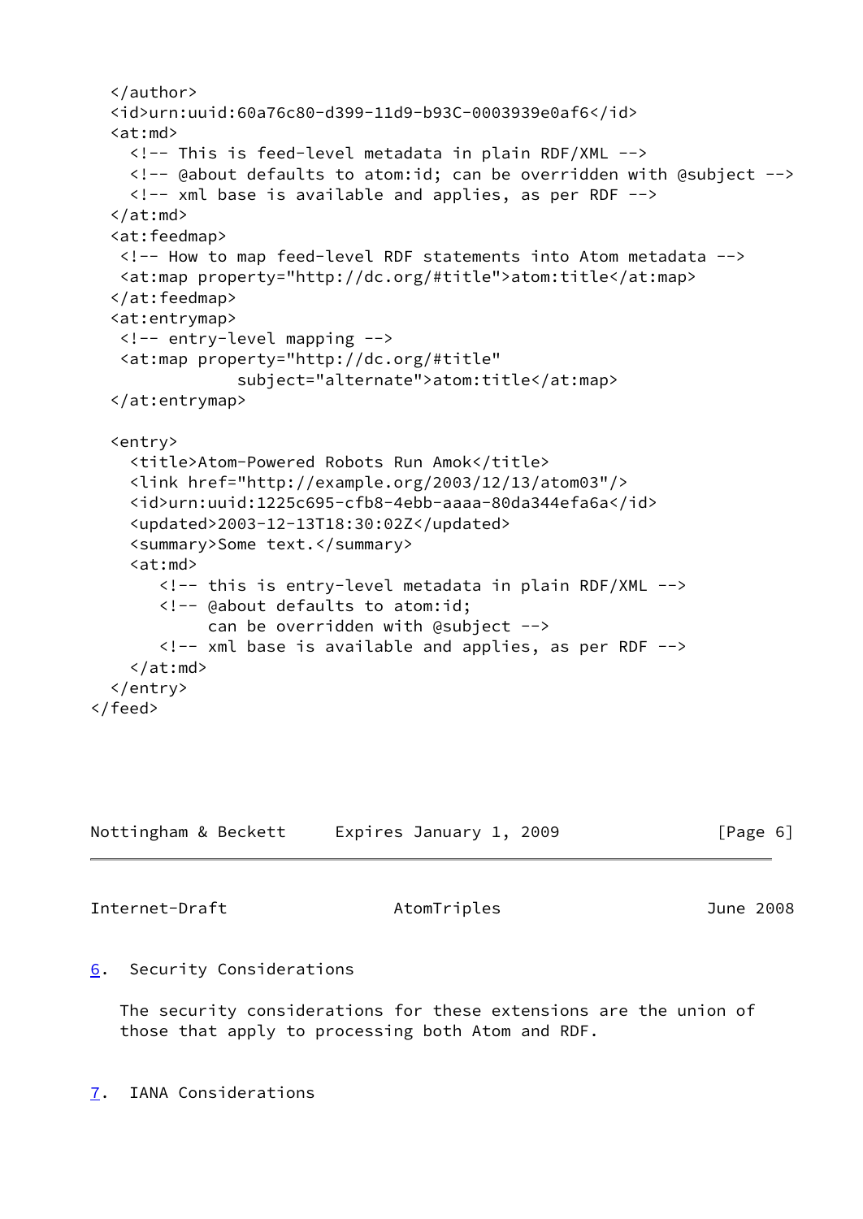```
  </author>
  <id>urn:uuid:60a76c80-d399-11d9-b93C-0003939e0af6</id>
  <at:md>
    <!-- This is feed-level metadata in plain RDF/XML -->
    <!-- @about defaults to atom:id; can be overridden with @subject -->
    <!-- xml base is available and applies, as per RDF -->
  </at:md>
  <at:feedmap>
   <!-- How to map feed-level RDF statements into Atom metadata -->
   <at:map property="http://dc.org/#title">atom:title</at:map>
  </at:feedmap>
  <at:entrymap>
   <!-- entry-level mapping -->
   <at:map property="http://dc.org/#title"
               subject="alternate">atom:title</at:map>
  </at:entrymap>

  <entry>
    <title>Atom-Powered Robots Run Amok</title>
    <link href="http://example.org/2003/12/13/atom03"/>
    <id>urn:uuid:1225c695-cfb8-4ebb-aaaa-80da344efa6a</id>
    <updated>2003-12-13T18:30:02Z</updated>
    <summary>Some text.</summary>
    <at:md>
       <!-- this is entry-level metadata in plain RDF/XML -->
       <!-- @about defaults to atom:id;
            can be overridden with @subject -->
       <!-- xml base is available and applies, as per RDF -->
    </at:md>
  </entry>
</feed>
```

## 6. Security Considerations

The security considerations for these extensions are the union of those that apply to processing both Atom and RDF.

## 7. IANA Considerations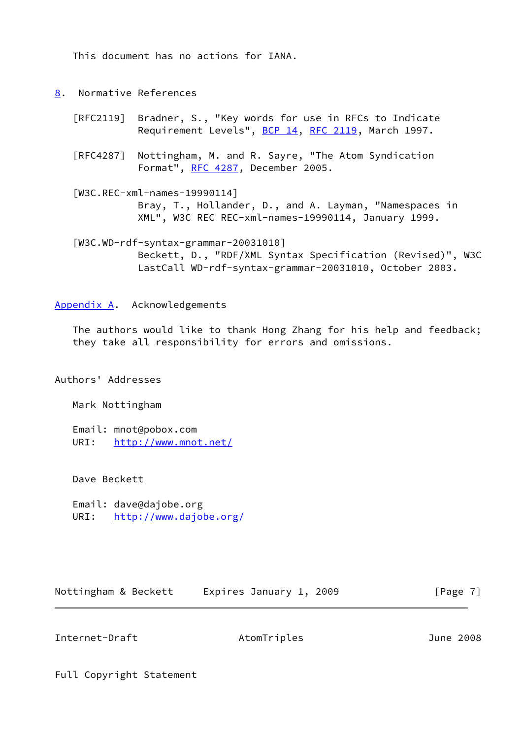This document has no actions for IANA.

## 8. Normative References

[RFC2119] Bradner, S., "Key words for use in RFCs to Indicate Requirement Levels", BCP 14, RFC 2119, March 1997.

[RFC4287] Nottingham, M. and R. Sayre, "The Atom Syndication Format", RFC 4287, December 2005.

[W3C.REC-xml-names-19990114]
Bray, T., Hollander, D., and A. Layman, "Namespaces in XML", W3C REC REC-xml-names-19990114, January 1999.

[W3C.WD-rdf-syntax-grammar-20031010]
Beckett, D., "RDF/XML Syntax Specification (Revised)", W3C LastCall WD-rdf-syntax-grammar-20031010, October 2003.

## Appendix A. Acknowledgements

The authors would like to thank Hong Zhang for his help and feedback; they take all responsibility for errors and omissions.

## Authors' Addresses

Mark Nottingham

Email: mnot@pobox.com
URI: http://www.mnot.net/

Dave Beckett

Email: dave@dajobe.org
URI: http://www.dajobe.org/

## Full Copyright Statement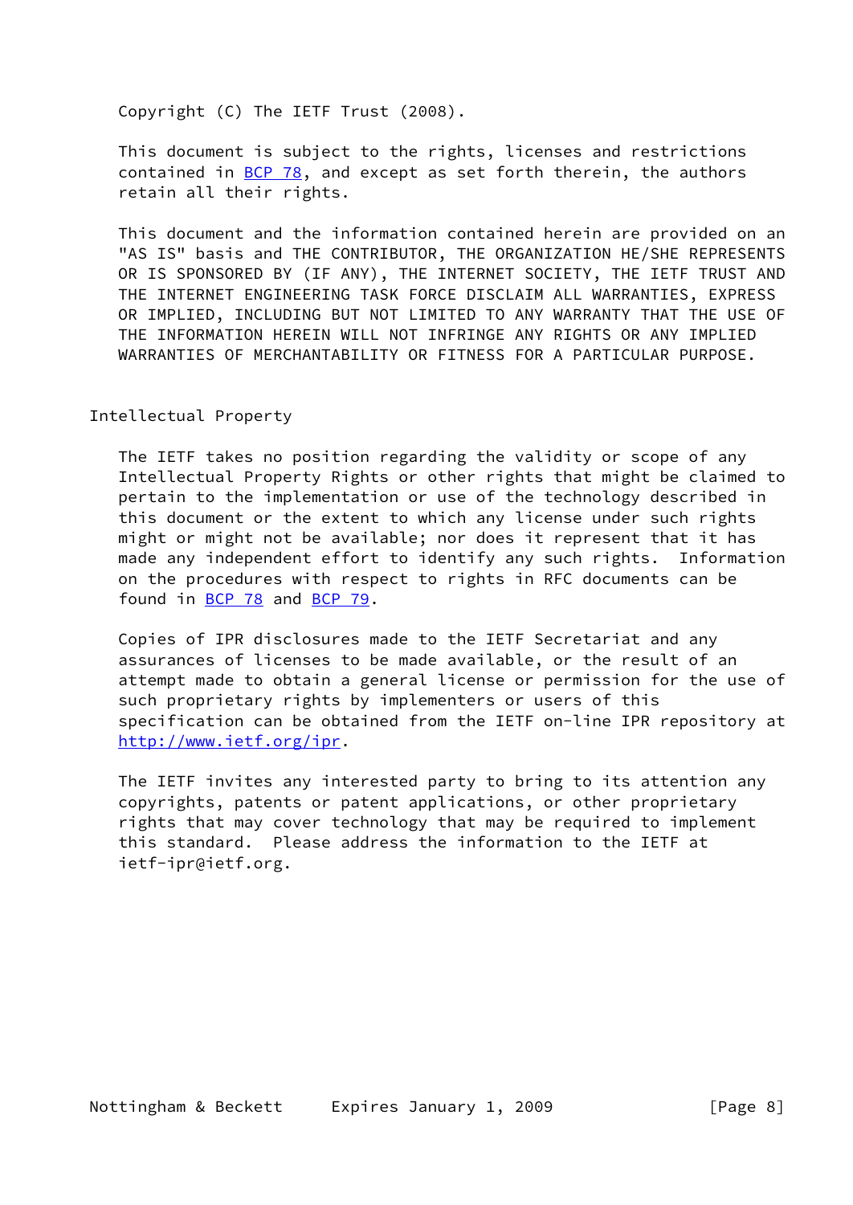Copyright (C) The IETF Trust (2008).

This document is subject to the rights, licenses and restrictions contained in BCP 78, and except as set forth therein, the authors retain all their rights.

This document and the information contained herein are provided on an "AS IS" basis and THE CONTRIBUTOR, THE ORGANIZATION HE/SHE REPRESENTS OR IS SPONSORED BY (IF ANY), THE INTERNET SOCIETY, THE IETF TRUST AND THE INTERNET ENGINEERING TASK FORCE DISCLAIM ALL WARRANTIES, EXPRESS OR IMPLIED, INCLUDING BUT NOT LIMITED TO ANY WARRANTY THAT THE USE OF THE INFORMATION HEREIN WILL NOT INFRINGE ANY RIGHTS OR ANY IMPLIED WARRANTIES OF MERCHANTABILITY OR FITNESS FOR A PARTICULAR PURPOSE.

## Intellectual Property

The IETF takes no position regarding the validity or scope of any Intellectual Property Rights or other rights that might be claimed to pertain to the implementation or use of the technology described in this document or the extent to which any license under such rights might or might not be available; nor does it represent that it has made any independent effort to identify any such rights. Information on the procedures with respect to rights in RFC documents can be found in BCP 78 and BCP 79.

Copies of IPR disclosures made to the IETF Secretariat and any assurances of licenses to be made available, or the result of an attempt made to obtain a general license or permission for the use of such proprietary rights by implementers or users of this specification can be obtained from the IETF on-line IPR repository at http://www.ietf.org/ipr.

The IETF invites any interested party to bring to its attention any copyrights, patents or patent applications, or other proprietary rights that may cover technology that may be required to implement this standard. Please address the information to the IETF at ietf-ipr@ietf.org.